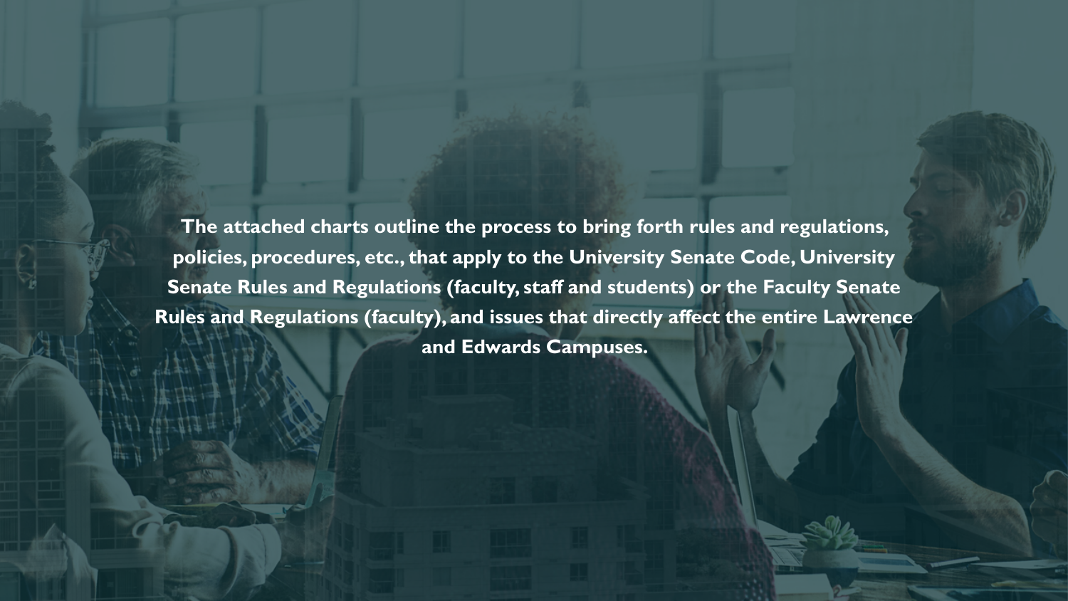**The attached charts outline the process to bring forth rules and regulations, policies, procedures, etc., that apply to the University Senate Code, University Senate Rules and Regulations (faculty, staff and students) or the Faculty Senate Rules and Regulations (faculty), and issues that directly affect the entire Lawrence and Edwards Campuses.**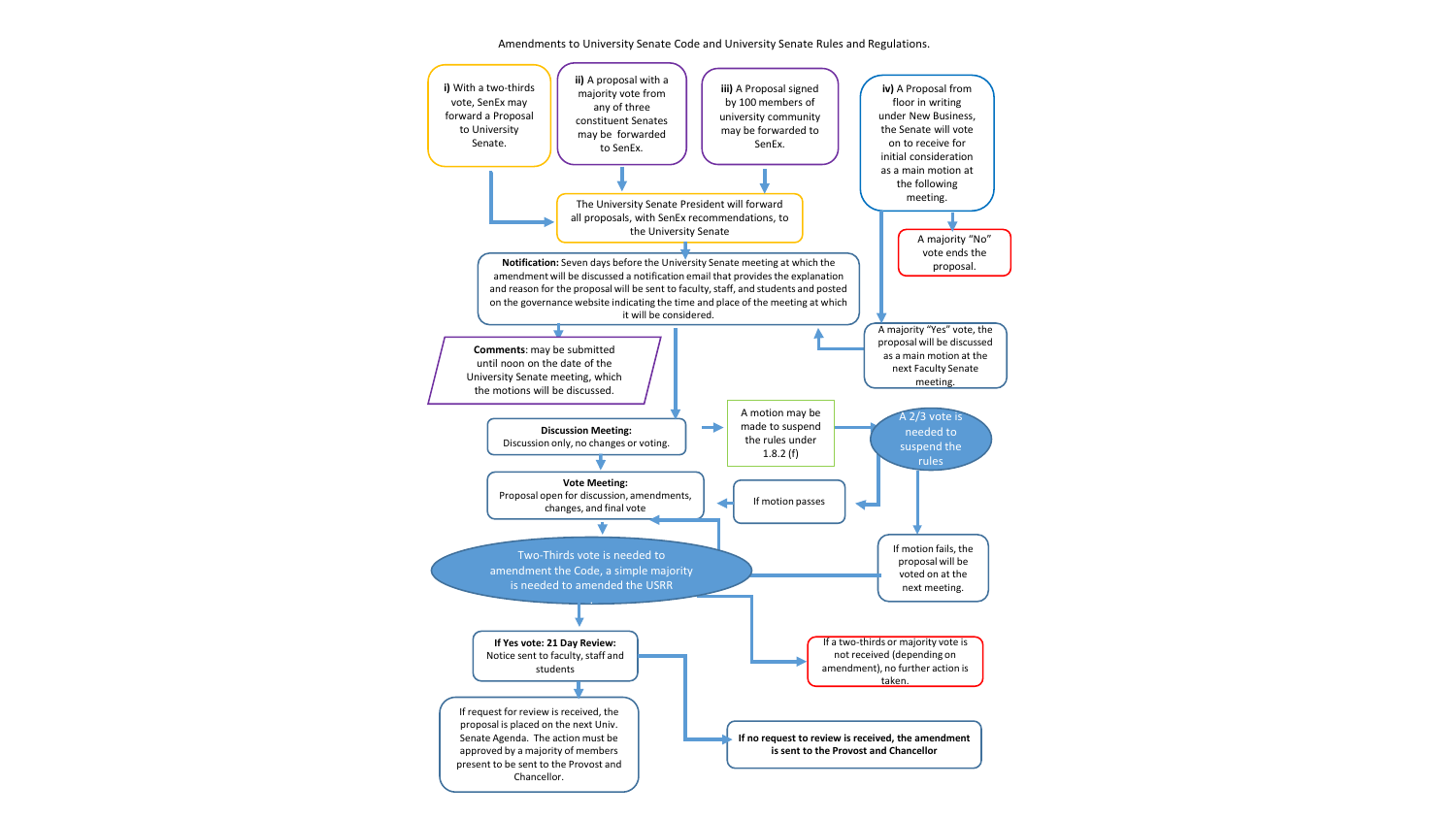Amendments to University Senate Code and University Senate Rules and Regulations.

**i)** With a two-thirds vote, SenEx may forward a Proposal to University Senate.

**ii)** A proposal with a majority vote from any of three constituent Senates may be forwarded to SenEx.

**iii)** A Proposal signed by 100 members of university community may be forwarded to SenEx.

**iv)** A Proposal from floor in writing under New Business, the Senate will vote on to receive for initial consideration as a main motion at the following meeting.

A majority "No" vote ends the proposal.

A majority "Yes" vote, the proposal will be discussed as a main motion at the next Faculty Senate meeting.

The University Senate President will forward all proposals, with SenEx recommendations, to the University Senate

**Notification:** Seven days before the University Senate meeting at which the amendment will be discussed a notification email that provides the explanation and reason for the proposal will be sent to faculty, staff, and students and posted on the governance website indicating the time and place of the meeting at which it will be considered.

**Comments**: may be submitted until noon on the date of the University Senate meeting, which the motions will be discussed.

**Discussion Meeting:**
Discussion only, no changes or voting.

A motion may be made to suspend the rules under 1.8.2 (f)

A 2/3 vote is needed to suspend the rules

If motion passes

If motion fails, the proposal will be voted on at the next meeting.

**Vote Meeting:**
Proposal open for discussion, amendments, changes, and final vote

Two-Thirds vote is needed to amendment the Code, a simple majority is needed to amended the USRR

If a two-thirds or majority vote is not received (depending on amendment), no further action is taken.

**If Yes vote: 21 Day Review:**
Notice sent to faculty, staff and students

If request for review is received, the proposal is placed on the next Univ. Senate Agenda. The action must be approved by a majority of members present to be sent to the Provost and Chancellor.

**If no request to review is received, the amendment is sent to the Provost and Chancellor**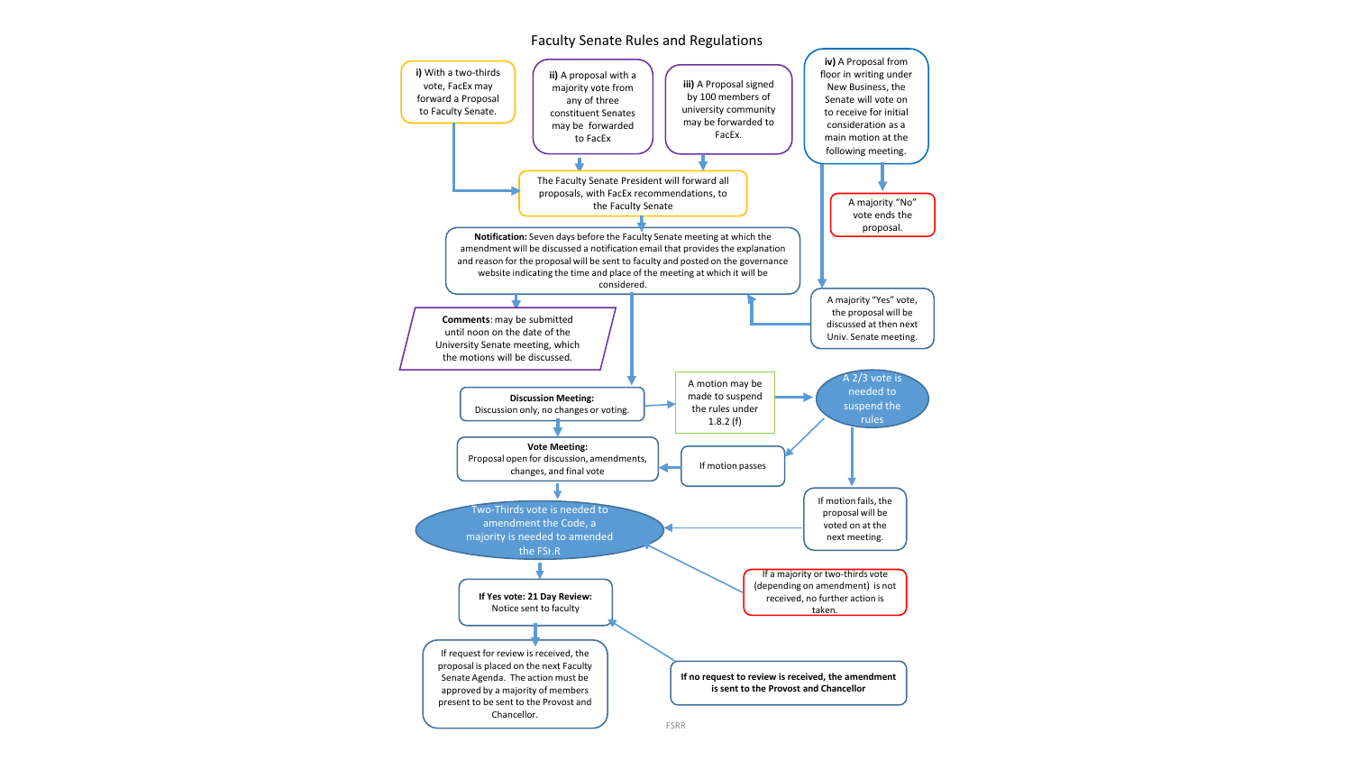# Faculty Senate Rules and Regulations

**i)** With a two-thirds vote, FacEx may forward a Proposal to Faculty Senate.

**ii)** A proposal with a majority vote from any of three constituent Senates may be forwarded to FacEx

**iii)** A Proposal signed by 100 members of university community may be forwarded to FacEx.

**iv)** A Proposal from floor in writing under New Business, the Senate will vote on to receive for initial consideration as a main motion at the following meeting.

A majority "No" vote ends the proposal.

A majority "Yes" vote, the proposal will be discussed at then next Univ. Senate meeting.

The Faculty Senate President will forward all proposals, with FacEx recommendations, to the Faculty Senate

**Notification:** Seven days before the Faculty Senate meeting at which the amendment will be discussed a notification email that provides the explanation and reason for the proposal will be sent to faculty and posted on the governance website indicating the time and place of the meeting at which it will be considered.

**Comments**: may be submitted until noon on the date of the University Senate meeting, which the motions will be discussed.

**Discussion Meeting:** Discussion only, no changes or voting.

A motion may be made to suspend the rules under 1.8.2 (f)

A 2/3 vote is needed to suspend the rules

If motion passes

If motion fails, the proposal will be voted on at the next meeting.

**Vote Meeting:** Proposal open for discussion, amendments, changes, and final vote

Two-Thirds vote is needed to amendment the Code, a majority is needed to amended the FSI.R

If a majority or two-thirds vote (depending on amendment) is not received, no further action is taken.

**If Yes vote: 21 Day Review:** Notice sent to faculty

If request for review is received, the proposal is placed on the next Faculty Senate Agenda. The action must be approved by a majority of members present to be sent to the Provost and Chancellor.

**If no request to review is received, the amendment is sent to the Provost and Chancellor**

FSRR